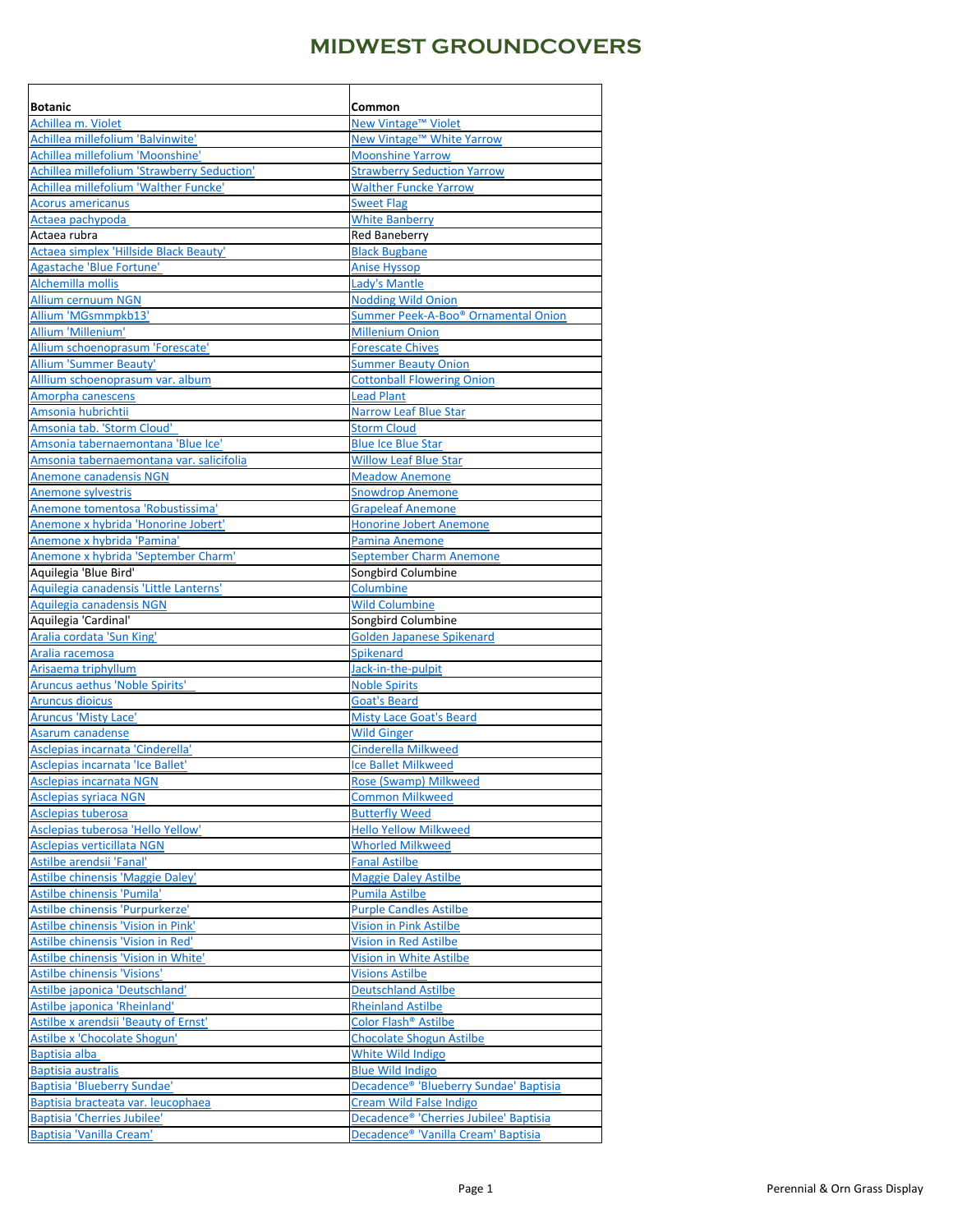# MIDWEST GROUNDCOVERS

| Botanic | Common |
|---|---|
| Achillea m. Violet | New Vintage™ Violet |
| Achillea millefolium 'Balvinwite' | New Vintage™ White Yarrow |
| Achillea millefolium 'Moonshine' | Moonshine Yarrow |
| Achillea millefolium 'Strawberry Seduction' | Strawberry Seduction Yarrow |
| Achillea millefolium 'Walther Funcke' | Walther Funcke Yarrow |
| Acorus americanus | Sweet Flag |
| Actaea pachypoda | White Banberry |
| Actaea rubra | Red Baneberry |
| Actaea simplex 'Hillside Black Beauty' | Black Bugbane |
| Agastache 'Blue Fortune' | Anise Hyssop |
| Alchemilla mollis | Lady's Mantle |
| Allium cernuum NGN | Nodding Wild Onion |
| Allium 'MGsmmpkb13' | Summer Peek-A-Boo® Ornamental Onion |
| Allium 'Millenium' | Millenium Onion |
| Allium schoenoprasum 'Forescate' | Forescate Chives |
| Allium 'Summer Beauty' | Summer Beauty Onion |
| Alllium schoenoprasum var. album | Cottonball Flowering Onion |
| Amorpha canescens | Lead Plant |
| Amsonia hubrichtii | Narrow Leaf Blue Star |
| Amsonia tab. 'Storm Cloud' | Storm Cloud |
| Amsonia tabernaemontana 'Blue Ice' | Blue Ice Blue Star |
| Amsonia tabernaemontana var. salicifolia | Willow Leaf Blue Star |
| Anemone canadensis NGN | Meadow Anemone |
| Anemone sylvestris | Snowdrop Anemone |
| Anemone tomentosa 'Robustissima' | Grapeleaf Anemone |
| Anemone x hybrida 'Honorine Jobert' | Honorine Jobert Anemone |
| Anemone x hybrida 'Pamina' | Pamina Anemone |
| Anemone x hybrida 'September Charm' | September Charm Anemone |
| Aquilegia 'Blue Bird' | Songbird Columbine |
| Aquilegia canadensis 'Little Lanterns' | Columbine |
| Aquilegia canadensis NGN | Wild Columbine |
| Aquilegia 'Cardinal' | Songbird Columbine |
| Aralia cordata 'Sun King' | Golden Japanese Spikenard |
| Aralia racemosa | Spikenard |
| Arisaema triphyllum | Jack-in-the-pulpit |
| Aruncus aethus 'Noble Spirits' | Noble Spirits |
| Aruncus dioicus | Goat's Beard |
| Aruncus 'Misty Lace' | Misty Lace Goat's Beard |
| Asarum canadense | Wild Ginger |
| Asclepias incarnata 'Cinderella' | Cinderella Milkweed |
| Asclepias incarnata 'Ice Ballet' | Ice Ballet Milkweed |
| Asclepias incarnata NGN | Rose (Swamp) Milkweed |
| Asclepias syriaca NGN | Common Milkweed |
| Asclepias tuberosa | Butterfly Weed |
| Asclepias tuberosa 'Hello Yellow' | Hello Yellow Milkweed |
| Asclepias verticillata NGN | Whorled Milkweed |
| Astilbe arendsii 'Fanal' | Fanal Astilbe |
| Astilbe chinensis 'Maggie Daley' | Maggie Daley Astilbe |
| Astilbe chinensis 'Pumila' | Pumila Astilbe |
| Astilbe chinensis 'Purpurkerze' | Purple Candles Astilbe |
| Astilbe chinensis 'Vision in Pink' | Vision in Pink Astilbe |
| Astilbe chinensis 'Vision in Red' | Vision in Red Astilbe |
| Astilbe chinensis 'Vision in White' | Vision in White Astilbe |
| Astilbe chinensis 'Visions' | Visions Astilbe |
| Astilbe japonica 'Deutschland' | Deutschland Astilbe |
| Astilbe japonica 'Rheinland' | Rheinland Astilbe |
| Astilbe x arendsii 'Beauty of Ernst' | Color Flash® Astilbe |
| Astilbe x 'Chocolate Shogun' | Chocolate Shogun Astilbe |
| Baptisia alba | White Wild Indigo |
| Baptisia australis | Blue Wild Indigo |
| Baptisia 'Blueberry Sundae' | Decadence® 'Blueberry Sundae' Baptisia |
| Baptisia bracteata var. leucophaea | Cream Wild False Indigo |
| Baptisia 'Cherries Jubilee' | Decadence® 'Cherries Jubilee' Baptisia |
| Baptisia 'Vanilla Cream' | Decadence® 'Vanilla Cream' Baptisia |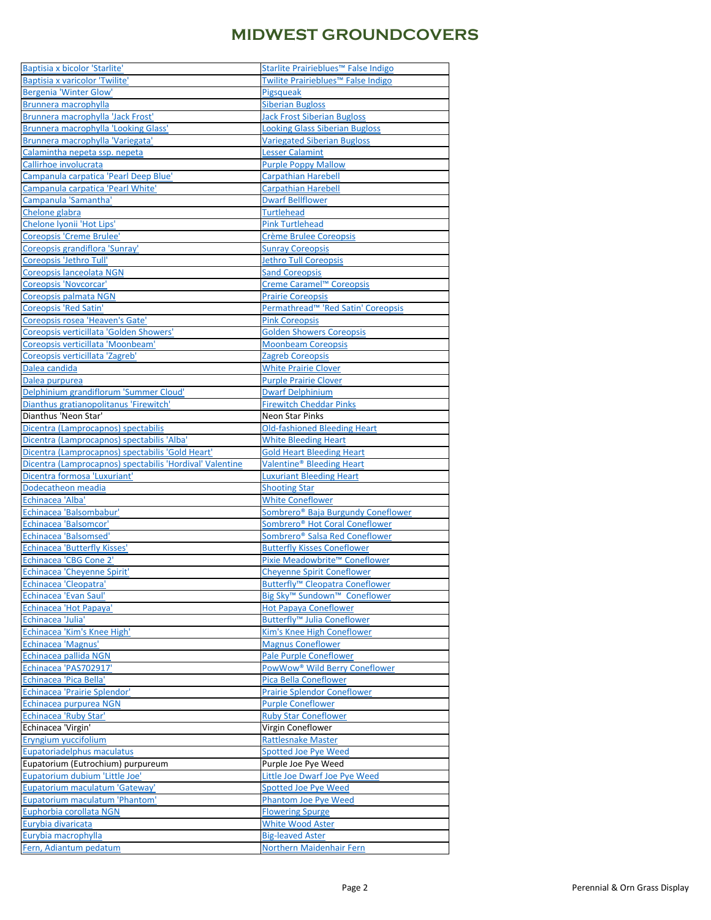# MIDWEST GROUNDCOVERS

| Baptisia x bicolor 'Starlite' | Starlite Prairieblues™ False Indigo |
|---|---|
| Baptisia x varicolor 'Twilite' | Twilite Prairieblues™ False Indigo |
| Bergenia 'Winter Glow' | Pigsqueak |
| Brunnera macrophylla | Siberian Bugloss |
| Brunnera macrophylla 'Jack Frost' | Jack Frost Siberian Bugloss |
| Brunnera macrophylla 'Looking Glass' | Looking Glass Siberian Bugloss |
| Brunnera macrophylla 'Variegata' | Variegated Siberian Bugloss |
| Calamintha nepeta ssp. nepeta | Lesser Calamint |
| Callirhoe involucrata | Purple Poppy Mallow |
| Campanula carpatica 'Pearl Deep Blue' | Carpathian Harebell |
| Campanula carpatica 'Pearl White' | Carpathian Harebell |
| Campanula 'Samantha' | Dwarf Bellflower |
| Chelone glabra | Turtlehead |
| Chelone lyonii 'Hot Lips' | Pink Turtlehead |
| Coreopsis 'Creme Brulee' | Crème Brulee Coreopsis |
| Coreopsis grandiflora 'Sunray' | Sunray Coreopsis |
| Coreopsis 'Jethro Tull' | Jethro Tull Coreopsis |
| Coreopsis lanceolata NGN | Sand Coreopsis |
| Coreopsis 'Novcorcar' | Creme Caramel™ Coreopsis |
| Coreopsis palmata NGN | Prairie Coreopsis |
| Coreopsis 'Red Satin' | Permathread™ 'Red Satin' Coreopsis |
| Coreopsis rosea 'Heaven's Gate' | Pink Coreopsis |
| Coreopsis verticillata 'Golden Showers' | Golden Showers Coreopsis |
| Coreopsis verticillata 'Moonbeam' | Moonbeam Coreopsis |
| Coreopsis verticillata 'Zagreb' | Zagreb Coreopsis |
| Dalea candida | White Prairie Clover |
| Dalea purpurea | Purple Prairie Clover |
| Delphinium grandiflorum 'Summer Cloud' | Dwarf Delphinium |
| Dianthus gratianopolitanus 'Firewitch' | Firewitch Cheddar Pinks |
| Dianthus 'Neon Star' | Neon Star Pinks |
| Dicentra (Lamprocapnos) spectabilis | Old-fashioned Bleeding Heart |
| Dicentra (Lamprocapnos) spectabilis 'Alba' | White Bleeding Heart |
| Dicentra (Lamprocapnos) spectabilis 'Gold Heart' | Gold Heart Bleeding Heart |
| Dicentra (Lamprocapnos) spectabilis 'Hordival' Valentine | Valentine® Bleeding Heart |
| Dicentra formosa 'Luxuriant' | Luxuriant Bleeding Heart |
| Dodecatheon meadia | Shooting Star |
| Echinacea 'Alba' | White Coneflower |
| Echinacea 'Balsombabur' | Sombrero® Baja Burgundy Coneflower |
| Echinacea 'Balsomcor' | Sombrero® Hot Coral Coneflower |
| Echinacea 'Balsomsed' | Sombrero® Salsa Red Coneflower |
| Echinacea 'Butterfly Kisses' | Butterfly Kisses Coneflower |
| Echinacea 'CBG Cone 2' | Pixie Meadowbrite™ Coneflower |
| Echinacea 'Cheyenne Spirit' | Cheyenne Spirit Coneflower |
| Echinacea 'Cleopatra' | Butterfly™ Cleopatra Coneflower |
| Echinacea 'Evan Saul' | Big Sky™ Sundown™ Coneflower |
| Echinacea 'Hot Papaya' | Hot Papaya Coneflower |
| Echinacea 'Julia' | Butterfly™ Julia Coneflower |
| Echinacea 'Kim's Knee High' | Kim's Knee High Coneflower |
| Echinacea 'Magnus' | Magnus Coneflower |
| Echinacea pallida NGN | Pale Purple Coneflower |
| Echinacea 'PAS702917' | PowWow® Wild Berry Coneflower |
| Echinacea 'Pica Bella' | Pica Bella Coneflower |
| Echinacea 'Prairie Splendor' | Prairie Splendor Coneflower |
| Echinacea purpurea NGN | Purple Coneflower |
| Echinacea 'Ruby Star' | Ruby Star Coneflower |
| Echinacea 'Virgin' | Virgin Coneflower |
| Eryngium yuccifolium | Rattlesnake Master |
| Eupatoriadelphus maculatus | Spotted Joe Pye Weed |
| Eupatorium (Eutrochium) purpureum | Purple Joe Pye Weed |
| Eupatorium dubium 'Little Joe' | Little Joe Dwarf Joe Pye Weed |
| Eupatorium maculatum 'Gateway' | Spotted Joe Pye Weed |
| Eupatorium maculatum 'Phantom' | Phantom Joe Pye Weed |
| Euphorbia corollata NGN | Flowering Spurge |
| Eurybia divaricata | White Wood Aster |
| Eurybia macrophylla | Big-leaved Aster |
| Fern, Adiantum pedatum | Northern Maidenhair Fern |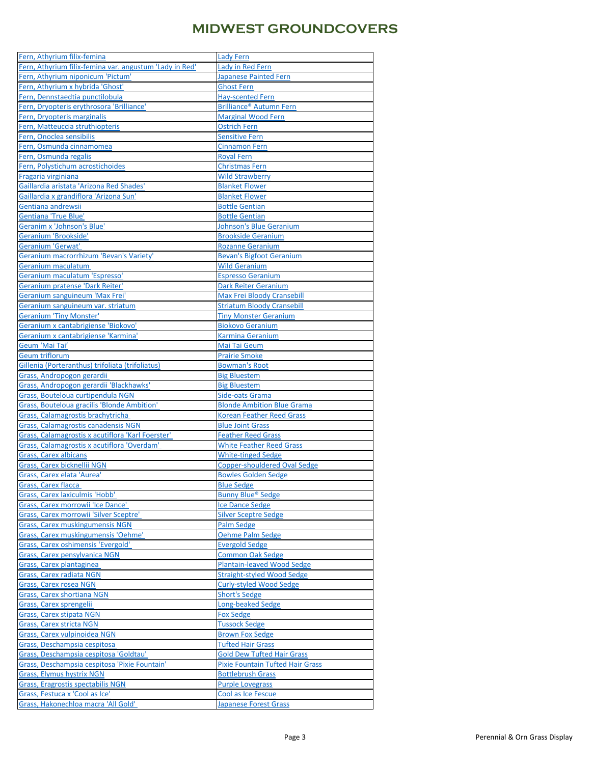# MIDWEST GROUNDCOVERS

| | |
|---|---|
| Fern, Athyrium filix-femina | Lady Fern |
| Fern, Athyrium filix-femina var. angustum 'Lady in Red' | Lady in Red Fern |
| Fern, Athyrium niponicum 'Pictum' | Japanese Painted Fern |
| Fern, Athyrium x hybrida 'Ghost' | Ghost Fern |
| Fern, Dennstaedtia punctilobula | Hay-scented Fern |
| Fern, Dryopteris erythrosora 'Brilliance' | Brilliance® Autumn Fern |
| Fern, Dryopteris marginalis | Marginal Wood Fern |
| Fern, Matteuccia struthiopteris | Ostrich Fern |
| Fern, Onoclea sensibilis | Sensitive Fern |
| Fern, Osmunda cinnamomea | Cinnamon Fern |
| Fern, Osmunda regalis | Royal Fern |
| Fern, Polystichum acrostichoides | Christmas Fern |
| Fragaria virginiana | Wild Strawberry |
| Gaillardia aristata 'Arizona Red Shades' | Blanket Flower |
| Gaillardia x grandiflora 'Arizona Sun' | Blanket Flower |
| Gentiana andrewsii | Bottle Gentian |
| Gentiana 'True Blue' | Bottle Gentian |
| Geranim x 'Johnson's Blue' | Johnson's Blue Geranium |
| Geranium 'Brookside' | Brookside Geranium |
| Geranium 'Gerwat' | Rozanne Geranium |
| Geranium macrorrhizum 'Bevan's Variety' | Bevan's Bigfoot Geranium |
| Geranium maculatum | Wild Geranium |
| Geranium maculatum 'Espresso' | Espresso Geranium |
| Geranium pratense 'Dark Reiter' | Dark Reiter Geranium |
| Geranium sanguineum 'Max Frei' | Max Frei Bloody Cransebill |
| Geranium sanguineum var. striatum | Striatum Bloody Cransebill |
| Geranium 'Tiny Monster' | Tiny Monster Geranium |
| Geranium x cantabrigiense 'Biokovo' | Biokovo Geranium |
| Geranium x cantabrigiense 'Karmina' | Karmina Geranium |
| Geum 'Mai Tai' | Mai Tai Geum |
| Geum triflorum | Prairie Smoke |
| Gillenia (Porteranthus) trifoliata (trifoliatus) | Bowman's Root |
| Grass, Andropogon gerardii | Big Bluestem |
| Grass, Andropogon gerardii 'Blackhawks' | Big Bluestem |
| Grass, Bouteloua curtipendula NGN | Side-oats Grama |
| Grass, Bouteloua gracilis 'Blonde Ambition' | Blonde Ambition Blue Grama |
| Grass, Calamagrostis brachytricha | Korean Feather Reed Grass |
| Grass, Calamagrostis canadensis NGN | Blue Joint Grass |
| Grass, Calamagrostis x acutiflora 'Karl Foerster' | Feather Reed Grass |
| Grass, Calamagrostis x acutiflora 'Overdam' | White Feather Reed Grass |
| Grass, Carex albicans | White-tinged Sedge |
| Grass, Carex bicknellii NGN | Copper-shouldered Oval Sedge |
| Grass, Carex elata 'Aurea' | Bowles Golden Sedge |
| Grass, Carex flacca | Blue Sedge |
| Grass, Carex laxiculmis 'Hobb' | Bunny Blue® Sedge |
| Grass, Carex morrowii 'Ice Dance' | Ice Dance Sedge |
| Grass, Carex morrowii 'Silver Sceptre' | Silver Sceptre Sedge |
| Grass, Carex muskingumensis NGN | Palm Sedge |
| Grass, Carex muskingumensis 'Oehme' | Oehme Palm Sedge |
| Grass, Carex oshimensis 'Evergold' | Evergold Sedge |
| Grass, Carex pensylvanica NGN | Common Oak Sedge |
| Grass, Carex plantaginea | Plantain-leaved Wood Sedge |
| Grass, Carex radiata NGN | Straight-styled Wood Sedge |
| Grass, Carex rosea NGN | Curly-styled Wood Sedge |
| Grass, Carex shortiana NGN | Short's Sedge |
| Grass, Carex sprengelii | Long-beaked Sedge |
| Grass, Carex stipata NGN | Fox Sedge |
| Grass, Carex stricta NGN | Tussock Sedge |
| Grass, Carex vulpinoidea NGN | Brown Fox Sedge |
| Grass, Deschampsia cespitosa | Tufted Hair Grass |
| Grass, Deschampsia cespitosa 'Goldtau' | Gold Dew Tufted Hair Grass |
| Grass, Deschampsia cespitosa 'Pixie Fountain' | Pixie Fountain Tufted Hair Grass |
| Grass, Elymus hystrix NGN | Bottlebrush Grass |
| Grass, Eragrostis spectabilis NGN | Purple Lovegrass |
| Grass, Festuca x 'Cool as Ice' | Cool as Ice Fescue |
| Grass, Hakonechloa macra 'All Gold' | Japanese Forest Grass |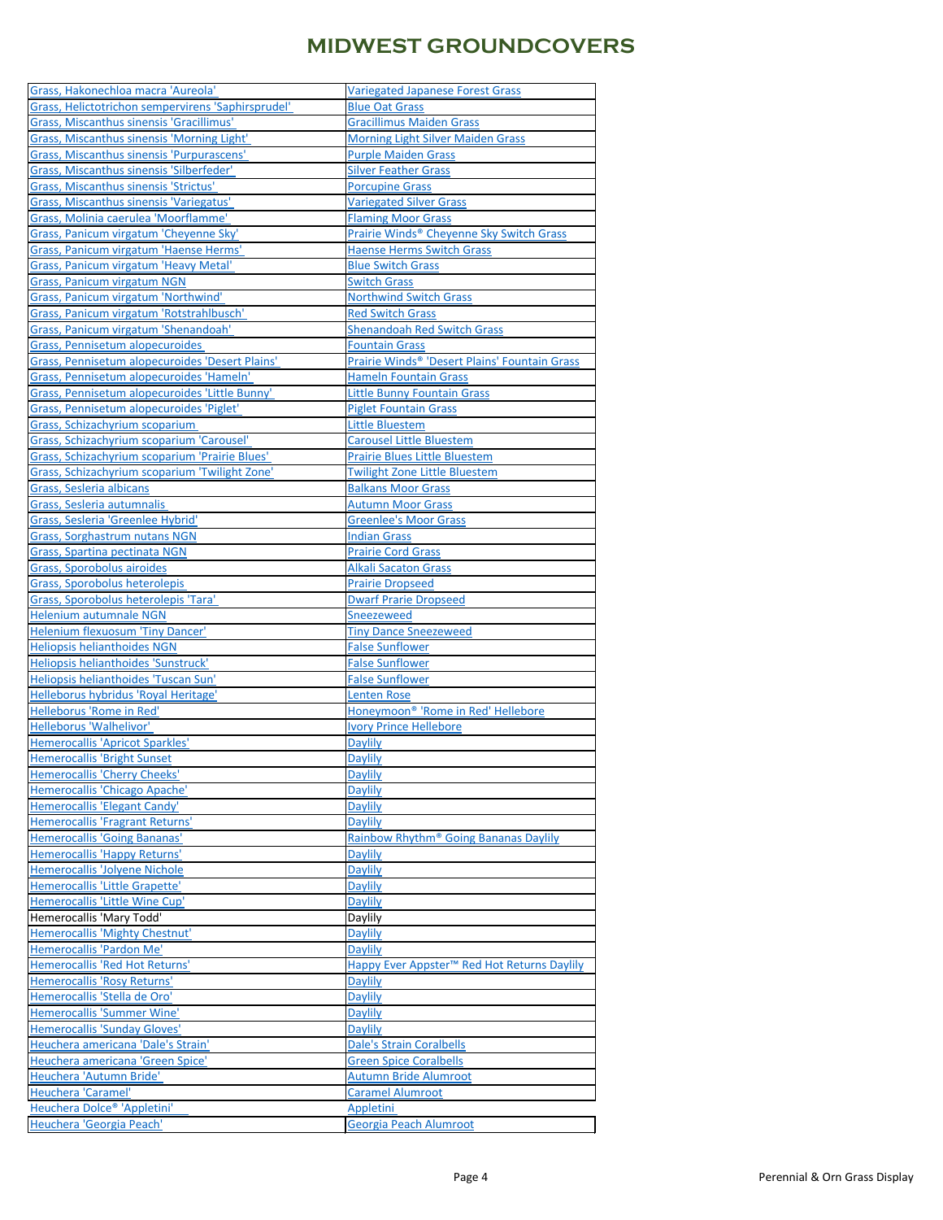# MIDWEST GROUNDCOVERS

| | |
|---|---|
| Grass, Hakonechloa macra 'Aureola' | Variegated Japanese Forest Grass |
| Grass, Helictotrichon sempervirens 'Saphirsprudel' | Blue Oat Grass |
| Grass, Miscanthus sinensis 'Gracillimus' | Gracillimus Maiden Grass |
| Grass, Miscanthus sinensis 'Morning Light' | Morning Light Silver Maiden Grass |
| Grass, Miscanthus sinensis 'Purpurascens' | Purple Maiden Grass |
| Grass, Miscanthus sinensis 'Silberfeder' | Silver Feather Grass |
| Grass, Miscanthus sinensis 'Strictus' | Porcupine Grass |
| Grass, Miscanthus sinensis 'Variegatus' | Variegated Silver Grass |
| Grass, Molinia caerulea 'Moorflamme' | Flaming Moor Grass |
| Grass, Panicum virgatum 'Cheyenne Sky' | Prairie Winds® Cheyenne Sky Switch Grass |
| Grass, Panicum virgatum 'Haense Herms' | Haense Herms Switch Grass |
| Grass, Panicum virgatum 'Heavy Metal' | Blue Switch Grass |
| Grass, Panicum virgatum NGN | Switch Grass |
| Grass, Panicum virgatum 'Northwind' | Northwind Switch Grass |
| Grass, Panicum virgatum 'Rotstrahlbusch' | Red Switch Grass |
| Grass, Panicum virgatum 'Shenandoah' | Shenandoah Red Switch Grass |
| Grass, Pennisetum alopecuroides | Fountain Grass |
| Grass, Pennisetum alopecuroides 'Desert Plains' | Prairie Winds® 'Desert Plains' Fountain Grass |
| Grass, Pennisetum alopecuroides 'Hameln' | Hameln Fountain Grass |
| Grass, Pennisetum alopecuroides 'Little Bunny' | Little Bunny Fountain Grass |
| Grass, Pennisetum alopecuroides 'Piglet' | Piglet Fountain Grass |
| Grass, Schizachyrium scoparium | Little Bluestem |
| Grass, Schizachyrium scoparium 'Carousel' | Carousel Little Bluestem |
| Grass, Schizachyrium scoparium 'Prairie Blues' | Prairie Blues Little Bluestem |
| Grass, Schizachyrium scoparium 'Twilight Zone' | Twilight Zone Little Bluestem |
| Grass, Sesleria albicans | Balkans Moor Grass |
| Grass, Sesleria autumnalis | Autumn Moor Grass |
| Grass, Sesleria 'Greenlee Hybrid' | Greenlee's Moor Grass |
| Grass, Sorghastrum nutans NGN | Indian Grass |
| Grass, Spartina pectinata NGN | Prairie Cord Grass |
| Grass, Sporobolus airoides | Alkali Sacaton Grass |
| Grass, Sporobolus heterolepis | Prairie Dropseed |
| Grass, Sporobolus heterolepis 'Tara' | Dwarf Prarie Dropseed |
| Helenium autumnale NGN | Sneezeweed |
| Helenium flexuosum 'Tiny Dancer' | Tiny Dance Sneezeweed |
| Heliopsis helianthoides NGN | False Sunflower |
| Heliopsis helianthoides 'Sunstruck' | False Sunflower |
| Heliopsis helianthoides 'Tuscan Sun' | False Sunflower |
| Helleborus hybridus 'Royal Heritage' | Lenten Rose |
| Helleborus 'Rome in Red' | Honeymoon® 'Rome in Red' Hellebore |
| Helleborus 'Walhelivor' | Ivory Prince Hellebore |
| Hemerocallis 'Apricot Sparkles' | Daylily |
| Hemerocallis 'Bright Sunset | Daylily |
| Hemerocallis 'Cherry Cheeks' | Daylily |
| Hemerocallis 'Chicago Apache' | Daylily |
| Hemerocallis 'Elegant Candy' | Daylily |
| Hemerocallis 'Fragrant Returns' | Daylily |
| Hemerocallis 'Going Bananas' | Rainbow Rhythm® Going Bananas Daylily |
| Hemerocallis 'Happy Returns' | Daylily |
| Hemerocallis 'Jolyene Nichole | Daylily |
| Hemerocallis 'Little Grapette' | Daylily |
| Hemerocallis 'Little Wine Cup' | Daylily |
| Hemerocallis 'Mary Todd' | Daylily |
| Hemerocallis 'Mighty Chestnut' | Daylily |
| Hemerocallis 'Pardon Me' | Daylily |
| Hemerocallis 'Red Hot Returns' | Happy Ever Appster™ Red Hot Returns Daylily |
| Hemerocallis 'Rosy Returns' | Daylily |
| Hemerocallis 'Stella de Oro' | Daylily |
| Hemerocallis 'Summer Wine' | Daylily |
| Hemerocallis 'Sunday Gloves' | Daylily |
| Heuchera americana 'Dale's Strain' | Dale's Strain Coralbells |
| Heuchera americana 'Green Spice' | Green Spice Coralbells |
| Heuchera 'Autumn Bride' | Autumn Bride Alumroot |
| Heuchera 'Caramel' | Caramel Alumroot |
| Heuchera Dolce® 'Appletini' | Appletini |
| Heuchera 'Georgia Peach' | Georgia Peach Alumroot |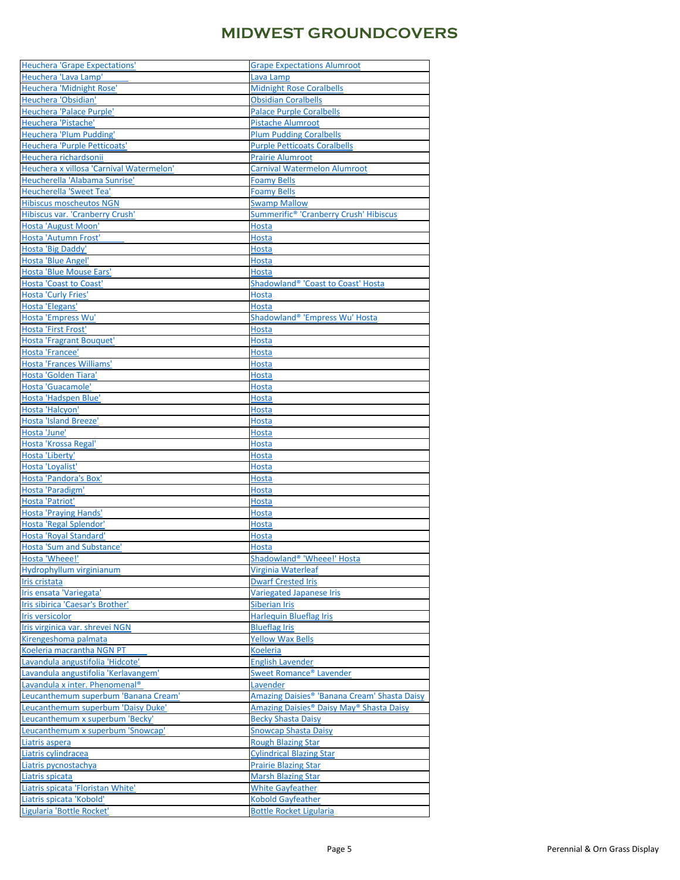# MIDWEST GROUNDCOVERS

| Heuchera 'Grape Expectations' | Grape Expectations Alumroot |
|---|---|
| Heuchera 'Lava Lamp' | Lava Lamp |
| Heuchera 'Midnight Rose' | Midnight Rose Coralbells |
| Heuchera 'Obsidian' | Obsidian Coralbells |
| Heuchera 'Palace Purple' | Palace Purple Coralbells |
| Heuchera 'Pistache' | Pistache Alumroot |
| Heuchera 'Plum Pudding' | Plum Pudding Coralbells |
| Heuchera 'Purple Petticoats' | Purple Petticoats Coralbells |
| Heuchera richardsonii | Prairie Alumroot |
| Heuchera x villosa 'Carnival Watermelon' | Carnival Watermelon Alumroot |
| Heucherella 'Alabama Sunrise' | Foamy Bells |
| Heucherella 'Sweet Tea' | Foamy Bells |
| Hibiscus moscheutos NGN | Swamp Mallow |
| Hibiscus var. 'Cranberry Crush' | Summerific® 'Cranberry Crush' Hibiscus |
| Hosta 'August Moon' | Hosta |
| Hosta 'Autumn Frost' | Hosta |
| Hosta 'Big Daddy' | Hosta |
| Hosta 'Blue Angel' | Hosta |
| Hosta 'Blue Mouse Ears' | Hosta |
| Hosta 'Coast to Coast' | Shadowland® 'Coast to Coast' Hosta |
| Hosta 'Curly Fries' | Hosta |
| Hosta 'Elegans' | Hosta |
| Hosta 'Empress Wu' | Shadowland® 'Empress Wu' Hosta |
| Hosta 'First Frost' | Hosta |
| Hosta 'Fragrant Bouquet' | Hosta |
| Hosta 'Francee' | Hosta |
| Hosta 'Frances Williams' | Hosta |
| Hosta 'Golden Tiara' | Hosta |
| Hosta 'Guacamole' | Hosta |
| Hosta 'Hadspen Blue' | Hosta |
| Hosta 'Halcyon' | Hosta |
| Hosta 'Island Breeze' | Hosta |
| Hosta 'June' | Hosta |
| Hosta 'Krossa Regal' | Hosta |
| Hosta 'Liberty' | Hosta |
| Hosta 'Loyalist' | Hosta |
| Hosta 'Pandora's Box' | Hosta |
| Hosta 'Paradigm' | Hosta |
| Hosta 'Patriot' | Hosta |
| Hosta 'Praying Hands' | Hosta |
| Hosta 'Regal Splendor' | Hosta |
| Hosta 'Royal Standard' | Hosta |
| Hosta 'Sum and Substance' | Hosta |
| Hosta 'Wheee!' | Shadowland® 'Wheee!' Hosta |
| Hydrophyllum virginianum | Virginia Waterleaf |
| Iris cristata | Dwarf Crested Iris |
| Iris ensata 'Variegata' | Variegated Japanese Iris |
| Iris sibirica 'Caesar's Brother' | Siberian Iris |
| Iris versicolor | Harlequin Blueflag Iris |
| Iris virginica var. shrevei NGN | Blueflag Iris |
| Kirengeshoma palmata | Yellow Wax Bells |
| Koeleria macrantha NGN PT | Koeleria |
| Lavandula angustifolia 'Hidcote' | English Lavender |
| Lavandula angustifolia 'Kerlavangem' | Sweet Romance® Lavender |
| Lavandula x inter. Phenomenal® | Lavender |
| Leucanthemum superbum 'Banana Cream' | Amazing Daisies® 'Banana Cream' Shasta Daisy |
| Leucanthemum superbum 'Daisy Duke' | Amazing Daisies® Daisy May® Shasta Daisy |
| Leucanthemum x superbum 'Becky' | Becky Shasta Daisy |
| Leucanthemum x superbum 'Snowcap' | Snowcap Shasta Daisy |
| Liatris aspera | Rough Blazing Star |
| Liatris cylindracea | Cylindrical Blazing Star |
| Liatris pycnostachya | Prairie Blazing Star |
| Liatris spicata | Marsh Blazing Star |
| Liatris spicata 'Floristan White' | White Gayfeather |
| Liatris spicata 'Kobold' | Kobold Gayfeather |
| Ligularia 'Bottle Rocket' | Bottle Rocket Ligularia |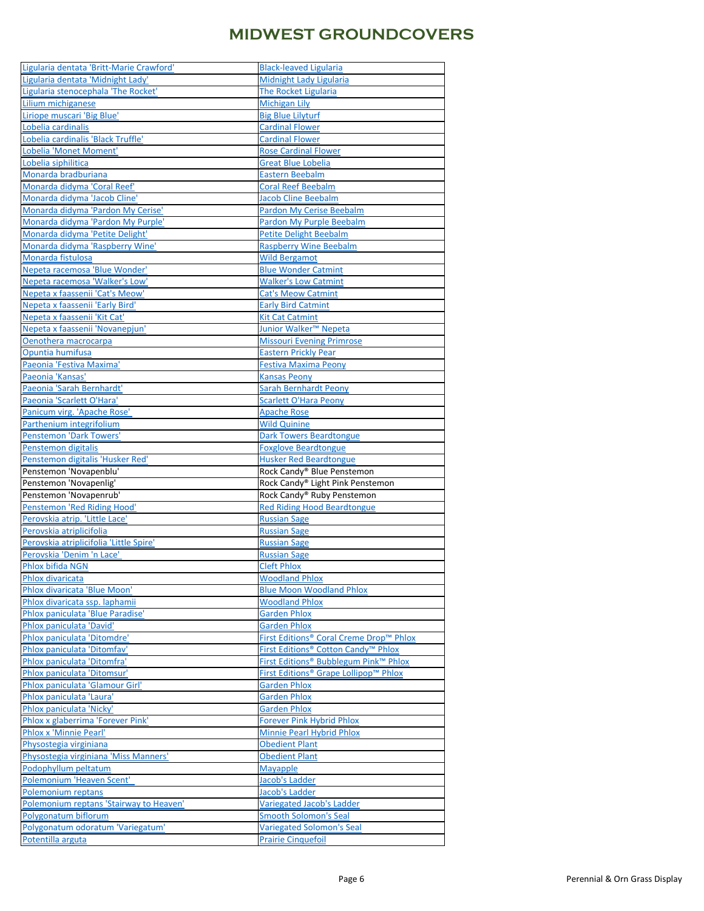# MIDWEST GROUNDCOVERS

| | |
|---|---|
| Ligularia dentata 'Britt-Marie Crawford' | Black-leaved Ligularia |
| Ligularia dentata 'Midnight Lady' | Midnight Lady Ligularia |
| Ligularia stenocephala 'The Rocket' | The Rocket Ligularia |
| Lilium michiganese | Michigan Lily |
| Liriope muscari 'Big Blue' | Big Blue Lilyturf |
| Lobelia cardinalis | Cardinal Flower |
| Lobelia cardinalis 'Black Truffle' | Cardinal Flower |
| Lobelia 'Monet Moment' | Rose Cardinal Flower |
| Lobelia siphilitica | Great Blue Lobelia |
| Monarda bradburiana | Eastern Beebalm |
| Monarda didyma 'Coral Reef' | Coral Reef Beebalm |
| Monarda didyma 'Jacob Cline' | Jacob Cline Beebalm |
| Monarda didyma 'Pardon My Cerise' | Pardon My Cerise Beebalm |
| Monarda didyma 'Pardon My Purple' | Pardon My Purple Beebalm |
| Monarda didyma 'Petite Delight' | Petite Delight Beebalm |
| Monarda didyma 'Raspberry Wine' | Raspberry Wine Beebalm |
| Monarda fistulosa | Wild Bergamot |
| Nepeta racemosa 'Blue Wonder' | Blue Wonder Catmint |
| Nepeta racemosa 'Walker's Low' | Walker's Low Catmint |
| Nepeta x faassenii 'Cat's Meow' | Cat's Meow Catmint |
| Nepeta x faassenii 'Early Bird' | Early Bird Catmint |
| Nepeta x faassenii 'Kit Cat' | Kit Cat Catmint |
| Nepeta x faassenii 'Novanepjun' | Junior Walker™ Nepeta |
| Oenothera macrocarpa | Missouri Evening Primrose |
| Opuntia humifusa | Eastern Prickly Pear |
| Paeonia 'Festiva Maxima' | Festiva Maxima Peony |
| Paeonia 'Kansas' | Kansas Peony |
| Paeonia 'Sarah Bernhardt' | Sarah Bernhardt Peony |
| Paeonia 'Scarlett O'Hara' | Scarlett O'Hara Peony |
| Panicum virg. 'Apache Rose' | Apache Rose |
| Parthenium integrifolium | Wild Quinine |
| Penstemon 'Dark Towers' | Dark Towers Beardtongue |
| Penstemon digitalis | Foxglove Beardtongue |
| Penstemon digitalis 'Husker Red' | Husker Red Beardtongue |
| Penstemon 'Novapenblu' | Rock Candy® Blue Penstemon |
| Penstemon 'Novapenlig' | Rock Candy® Light Pink Penstemon |
| Penstemon 'Novapenrub' | Rock Candy® Ruby Penstemon |
| Penstemon 'Red Riding Hood' | Red Riding Hood Beardtongue |
| Perovskia atrip. 'Little Lace' | Russian Sage |
| Perovskia atriplicifolia | Russian Sage |
| Perovskia atriplicifolia 'Little Spire' | Russian Sage |
| Perovskia 'Denim 'n Lace' | Russian Sage |
| Phlox bifida NGN | Cleft Phlox |
| Phlox divaricata | Woodland Phlox |
| Phlox divaricata 'Blue Moon' | Blue Moon Woodland Phlox |
| Phlox divaricata ssp. laphamii | Woodland Phlox |
| Phlox paniculata 'Blue Paradise' | Garden Phlox |
| Phlox paniculata 'David' | Garden Phlox |
| Phlox paniculata 'Ditomdre' | First Editions® Coral Creme Drop™ Phlox |
| Phlox paniculata 'Ditomfav' | First Editions® Cotton Candy™ Phlox |
| Phlox paniculata 'Ditomfra' | First Editions® Bubblegum Pink™ Phlox |
| Phlox paniculata 'Ditomsur' | First Editions® Grape Lollipop™ Phlox |
| Phlox paniculata 'Glamour Girl' | Garden Phlox |
| Phlox paniculata 'Laura' | Garden Phlox |
| Phlox paniculata 'Nicky' | Garden Phlox |
| Phlox x glaberrima 'Forever Pink' | Forever Pink Hybrid Phlox |
| Phlox x 'Minnie Pearl' | Minnie Pearl Hybrid Phlox |
| Physostegia virginiana | Obedient Plant |
| Physostegia virginiana 'Miss Manners' | Obedient Plant |
| Podophyllum peltatum | Mayapple |
| Polemonium 'Heaven Scent' | Jacob's Ladder |
| Polemonium reptans | Jacob's Ladder |
| Polemonium reptans 'Stairway to Heaven' | Variegated Jacob's Ladder |
| Polygonatum biflorum | Smooth Solomon's Seal |
| Polygonatum odoratum 'Variegatum' | Variegated Solomon's Seal |
| Potentilla arguta | Prairie Cinquefoil |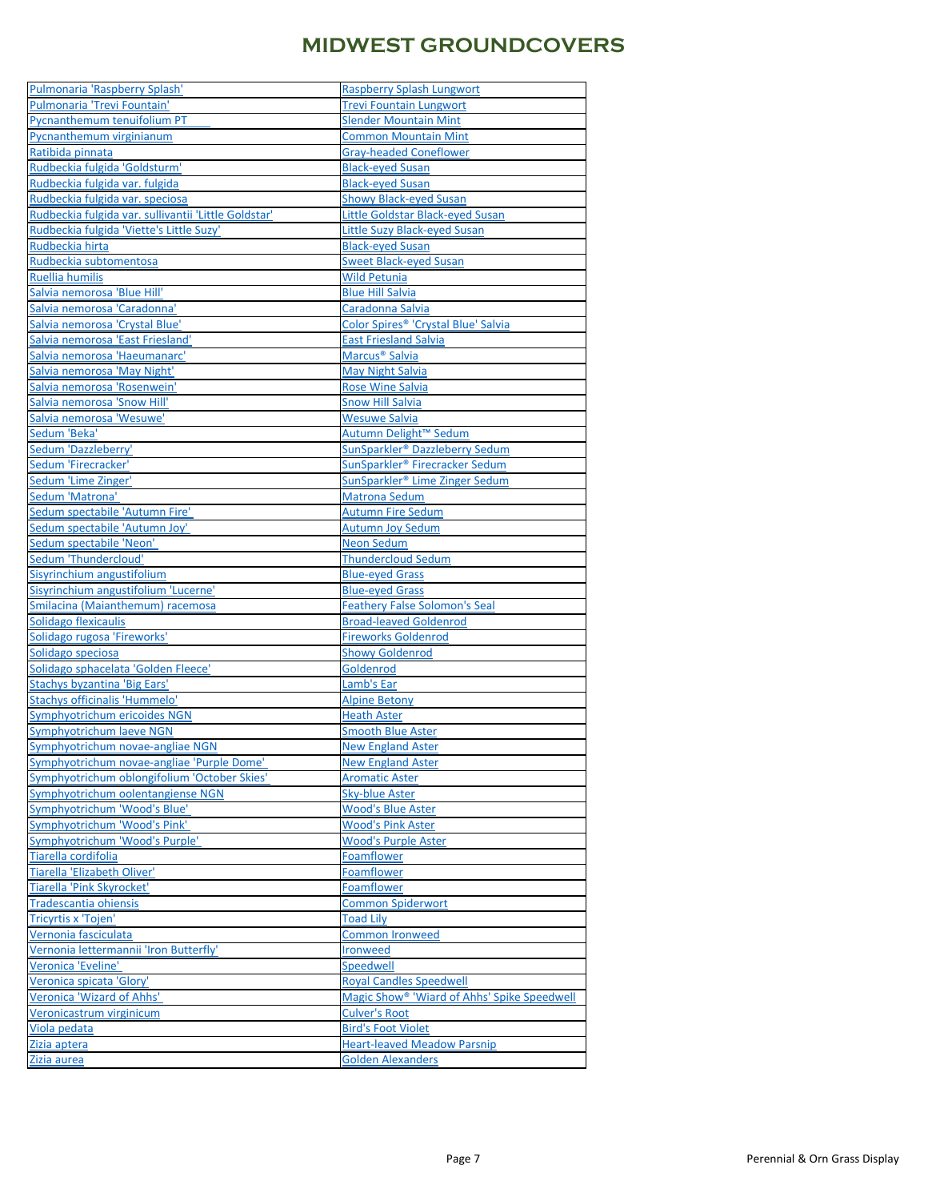# MIDWEST GROUNDCOVERS

| | |
|---|---|
| Pulmonaria 'Raspberry Splash' | Raspberry Splash Lungwort |
| Pulmonaria 'Trevi Fountain' | Trevi Fountain Lungwort |
| Pycnanthemum tenuifolium PT | Slender Mountain Mint |
| Pycnanthemum virginianum | Common Mountain Mint |
| Ratibida pinnata | Gray-headed Coneflower |
| Rudbeckia fulgida 'Goldsturm' | Black-eyed Susan |
| Rudbeckia fulgida var. fulgida | Black-eyed Susan |
| Rudbeckia fulgida var. speciosa | Showy Black-eyed Susan |
| Rudbeckia fulgida var. sullivantii 'Little Goldstar' | Little Goldstar Black-eyed Susan |
| Rudbeckia fulgida 'Viette's Little Suzy' | Little Suzy Black-eyed Susan |
| Rudbeckia hirta | Black-eyed Susan |
| Rudbeckia subtomentosa | Sweet Black-eyed Susan |
| Ruellia humilis | Wild Petunia |
| Salvia nemorosa 'Blue Hill' | Blue Hill Salvia |
| Salvia nemorosa 'Caradonna' | Caradonna Salvia |
| Salvia nemorosa 'Crystal Blue' | Color Spires® 'Crystal Blue' Salvia |
| Salvia nemorosa 'East Friesland' | East Friesland Salvia |
| Salvia nemorosa 'Haeumanarc' | Marcus® Salvia |
| Salvia nemorosa 'May Night' | May Night Salvia |
| Salvia nemorosa 'Rosenwein' | Rose Wine Salvia |
| Salvia nemorosa 'Snow Hill' | Snow Hill Salvia |
| Salvia nemorosa 'Wesuwe' | Wesuwe Salvia |
| Sedum 'Beka' | Autumn Delight™ Sedum |
| Sedum 'Dazzleberry' | SunSparkler® Dazzleberry Sedum |
| Sedum 'Firecracker' | SunSparkler® Firecracker Sedum |
| Sedum 'Lime Zinger' | SunSparkler® Lime Zinger Sedum |
| Sedum 'Matrona' | Matrona Sedum |
| Sedum spectabile 'Autumn Fire' | Autumn Fire Sedum |
| Sedum spectabile 'Autumn Joy' | Autumn Joy Sedum |
| Sedum spectabile 'Neon' | Neon Sedum |
| Sedum 'Thundercloud' | Thundercloud Sedum |
| Sisyrinchium angustifolium | Blue-eyed Grass |
| Sisyrinchium angustifolium 'Lucerne' | Blue-eyed Grass |
| Smilacina (Maianthemum) racemosa | Feathery False Solomon's Seal |
| Solidago flexicaulis | Broad-leaved Goldenrod |
| Solidago rugosa 'Fireworks' | Fireworks Goldenrod |
| Solidago speciosa | Showy Goldenrod |
| Solidago sphacelata 'Golden Fleece' | Goldenrod |
| Stachys byzantina 'Big Ears' | Lamb's Ear |
| Stachys officinalis 'Hummelo' | Alpine Betony |
| Symphyotrichum ericoides NGN | Heath Aster |
| Symphyotrichum laeve NGN | Smooth Blue Aster |
| Symphyotrichum novae-angliae NGN | New England Aster |
| Symphyotrichum novae-angliae 'Purple Dome' | New England Aster |
| Symphyotrichum oblongifolium 'October Skies' | Aromatic Aster |
| Symphyotrichum oolentangiense NGN | Sky-blue Aster |
| Symphyotrichum 'Wood's Blue' | Wood's Blue Aster |
| Symphyotrichum 'Wood's Pink' | Wood's Pink Aster |
| Symphyotrichum 'Wood's Purple' | Wood's Purple Aster |
| Tiarella cordifolia | Foamflower |
| Tiarella 'Elizabeth Oliver' | Foamflower |
| Tiarella 'Pink Skyrocket' | Foamflower |
| Tradescantia ohiensis | Common Spiderwort |
| Tricyrtis x 'Tojen' | Toad Lily |
| Vernonia fasciculata | Common Ironweed |
| Vernonia lettermannii 'Iron Butterfly' | Ironweed |
| Veronica 'Eveline' | Speedwell |
| Veronica spicata 'Glory' | Royal Candles Speedwell |
| Veronica 'Wizard of Ahhs' | Magic Show® 'Wiard of Ahhs' Spike Speedwell |
| Veronicastrum virginicum | Culver's Root |
| Viola pedata | Bird's Foot Violet |
| Zizia aptera | Heart-leaved Meadow Parsnip |
| Zizia aurea | Golden Alexanders |